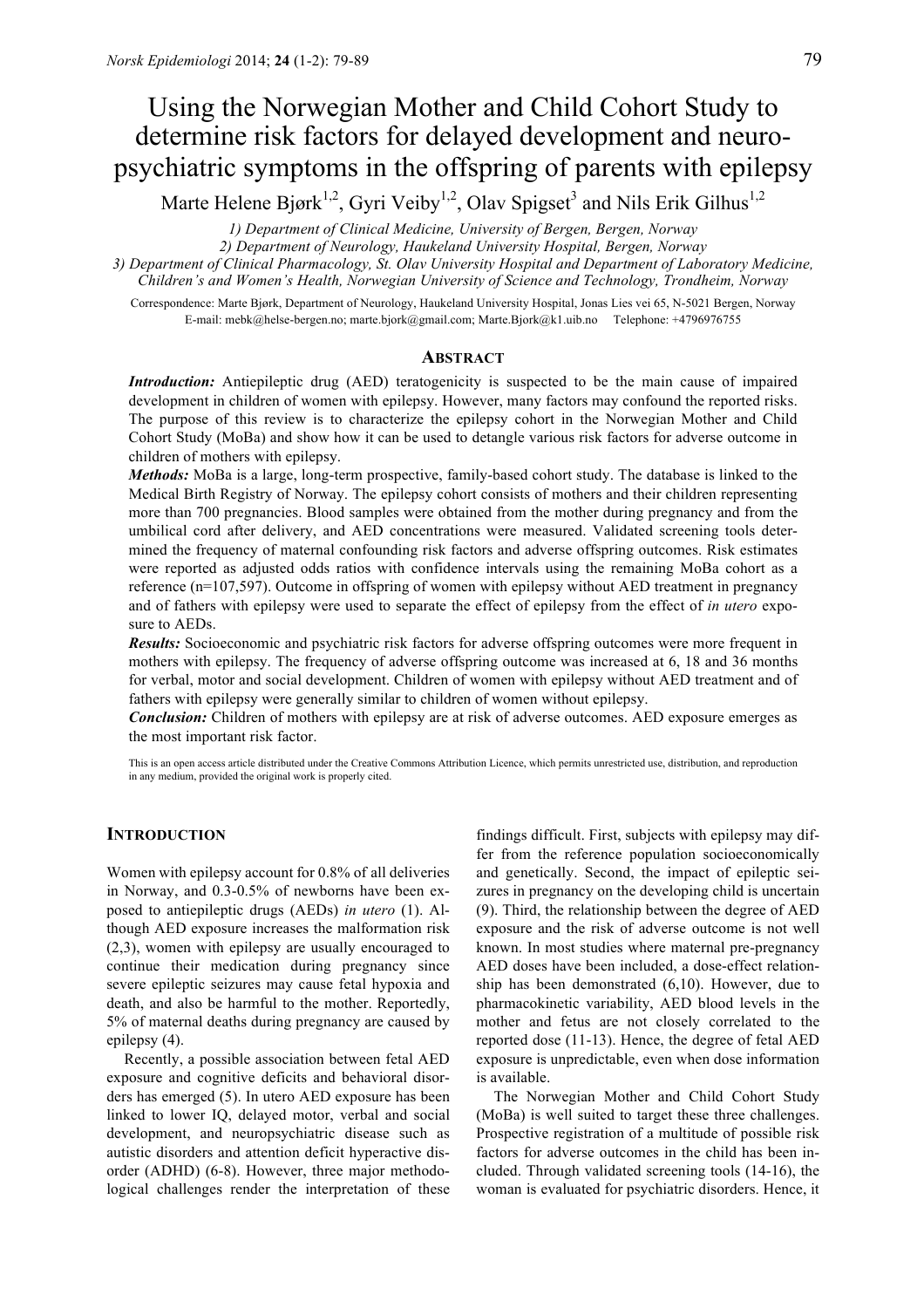# Using the Norwegian Mother and Child Cohort Study to determine risk factors for delayed development and neuro-psychiatric symptoms in the offspring of parents with epilepsy

Marte Helene Bjørk[1,2], Gyri Veiby[1,2], Olav Spigset[3] and Nils Erik Gilhus[1,2]

*1) Department of Clinical Medicine, University of Bergen, Bergen, Norway*
*2) Department of Neurology, Haukeland University Hospital, Bergen, Norway*
*3) Department of Clinical Pharmacology, St. Olav University Hospital and Department of Laboratory Medicine, Children's and Women's Health, Norwegian University of Science and Technology, Trondheim, Norway*

Correspondence: Marte Bjørk, Department of Neurology, Haukeland University Hospital, Jonas Lies vei 65, N-5021 Bergen, Norway
E-mail: mebk@helse-bergen.no; marte.bjork@gmail.com; Marte.Bjork@k1.uib.no Telephone: +4796976755

## ABSTRACT

***Introduction:*** Antiepileptic drug (AED) teratogenicity is suspected to be the main cause of impaired development in children of women with epilepsy. However, many factors may confound the reported risks. The purpose of this review is to characterize the epilepsy cohort in the Norwegian Mother and Child Cohort Study (MoBa) and show how it can be used to detangle various risk factors for adverse outcome in children of mothers with epilepsy.

***Methods:*** MoBa is a large, long-term prospective, family-based cohort study. The database is linked to the Medical Birth Registry of Norway. The epilepsy cohort consists of mothers and their children representing more than 700 pregnancies. Blood samples were obtained from the mother during pregnancy and from the umbilical cord after delivery, and AED concentrations were measured. Validated screening tools determined the frequency of maternal confounding risk factors and adverse offspring outcomes. Risk estimates were reported as adjusted odds ratios with confidence intervals using the remaining MoBa cohort as a reference (n=107,597). Outcome in offspring of women with epilepsy without AED treatment in pregnancy and of fathers with epilepsy were used to separate the effect of epilepsy from the effect of *in utero* exposure to AEDs.

***Results:*** Socioeconomic and psychiatric risk factors for adverse offspring outcomes were more frequent in mothers with epilepsy. The frequency of adverse offspring outcome was increased at 6, 18 and 36 months for verbal, motor and social development. Children of women with epilepsy without AED treatment and of fathers with epilepsy were generally similar to children of women without epilepsy.

***Conclusion:*** Children of mothers with epilepsy are at risk of adverse outcomes. AED exposure emerges as the most important risk factor.

This is an open access article distributed under the Creative Commons Attribution Licence, which permits unrestricted use, distribution, and reproduction in any medium, provided the original work is properly cited.

## INTRODUCTION

Women with epilepsy account for 0.8% of all deliveries in Norway, and 0.3-0.5% of newborns have been exposed to antiepileptic drugs (AEDs) *in utero* (1). Although AED exposure increases the malformation risk (2,3), women with epilepsy are usually encouraged to continue their medication during pregnancy since severe epileptic seizures may cause fetal hypoxia and death, and also be harmful to the mother. Reportedly, 5% of maternal deaths during pregnancy are caused by epilepsy (4).

Recently, a possible association between fetal AED exposure and cognitive deficits and behavioral disorders has emerged (5). In utero AED exposure has been linked to lower IQ, delayed motor, verbal and social development, and neuropsychiatric disease such as autistic disorders and attention deficit hyperactive disorder (ADHD) (6-8). However, three major methodological challenges render the interpretation of these findings difficult. First, subjects with epilepsy may differ from the reference population socioeconomically and genetically. Second, the impact of epileptic seizures in pregnancy on the developing child is uncertain (9). Third, the relationship between the degree of AED exposure and the risk of adverse outcome is not well known. In most studies where maternal pre-pregnancy AED doses have been included, a dose-effect relationship has been demonstrated (6,10). However, due to pharmacokinetic variability, AED blood levels in the mother and fetus are not closely correlated to the reported dose (11-13). Hence, the degree of fetal AED exposure is unpredictable, even when dose information is available.

The Norwegian Mother and Child Cohort Study (MoBa) is well suited to target these three challenges. Prospective registration of a multitude of possible risk factors for adverse outcomes in the child has been included. Through validated screening tools (14-16), the woman is evaluated for psychiatric disorders. Hence, it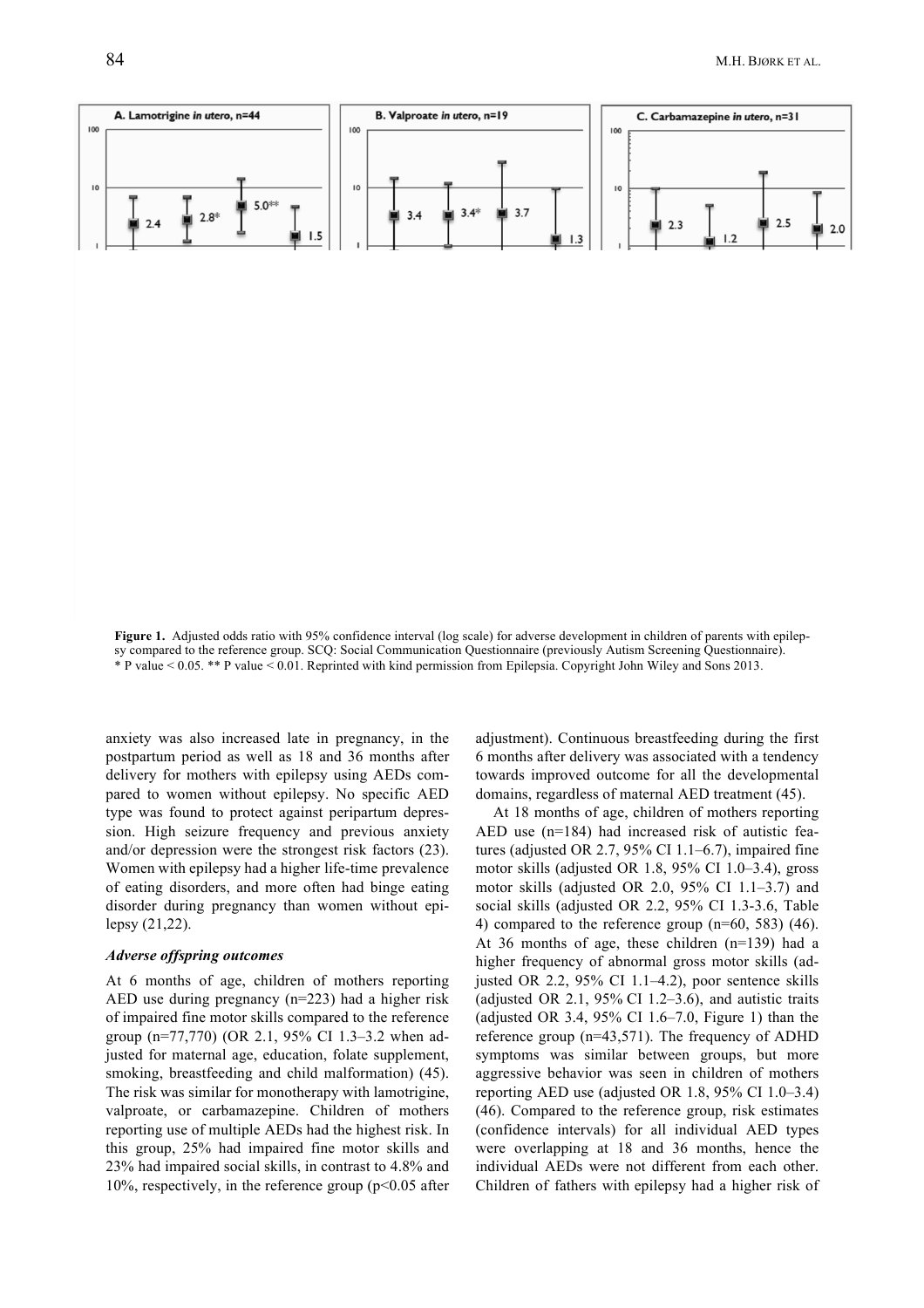**Figure 1.** Adjusted odds ratio with 95% confidence interval (log scale) for adverse development in children of parents with epilepsy compared to the reference group. SCQ: Social Communication Questionnaire (previously Autism Screening Questionnaire). * P value < 0.05. ** P value < 0.01. Reprinted with kind permission from Epilepsia. Copyright John Wiley and Sons 2013.

anxiety was also increased late in pregnancy, in the postpartum period as well as 18 and 36 months after delivery for mothers with epilepsy using AEDs compared to women without epilepsy. No specific AED type was found to protect against peripartum depression. High seizure frequency and previous anxiety and/or depression were the strongest risk factors (23). Women with epilepsy had a higher life-time prevalence of eating disorders, and more often had binge eating disorder during pregnancy than women without epilepsy (21,22).

### *Adverse offspring outcomes*

At 6 months of age, children of mothers reporting AED use during pregnancy (n=223) had a higher risk of impaired fine motor skills compared to the reference group (n=77,770) (OR 2.1, 95% CI 1.3–3.2 when adjusted for maternal age, education, folate supplement, smoking, breastfeeding and child malformation) (45). The risk was similar for monotherapy with lamotrigine, valproate, or carbamazepine. Children of mothers reporting use of multiple AEDs had the highest risk. In this group, 25% had impaired fine motor skills and 23% had impaired social skills, in contrast to 4.8% and 10%, respectively, in the reference group ($p<0.05$ after adjustment). Continuous breastfeeding during the first 6 months after delivery was associated with a tendency towards improved outcome for all the developmental domains, regardless of maternal AED treatment (45).

At 18 months of age, children of mothers reporting AED use (n=184) had increased risk of autistic features (adjusted OR 2.7, 95% CI 1.1–6.7), impaired fine motor skills (adjusted OR 1.8, 95% CI 1.0–3.4), gross motor skills (adjusted OR 2.0, 95% CI 1.1–3.7) and social skills (adjusted OR 2.2, 95% CI 1.3-3.6, Table 4) compared to the reference group (n=60, 583) (46). At 36 months of age, these children (n=139) had a higher frequency of abnormal gross motor skills (adjusted OR 2.2, 95% CI 1.1–4.2), poor sentence skills (adjusted OR 2.1, 95% CI 1.2–3.6), and autistic traits (adjusted OR 3.4, 95% CI 1.6–7.0, Figure 1) than the reference group (n=43,571). The frequency of ADHD symptoms was similar between groups, but more aggressive behavior was seen in children of mothers reporting AED use (adjusted OR 1.8, 95% CI 1.0–3.4) (46). Compared to the reference group, risk estimates (confidence intervals) for all individual AED types were overlapping at 18 and 36 months, hence the individual AEDs were not different from each other. Children of fathers with epilepsy had a higher risk of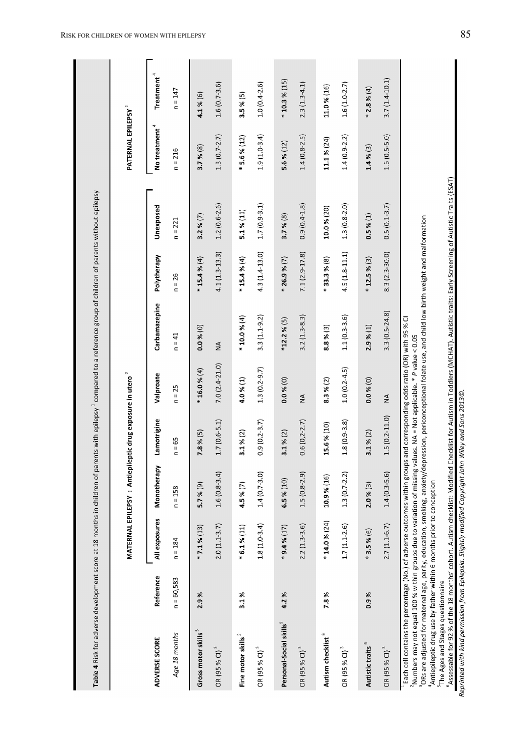**Table 4** Risk for adverse development score at 18 months in children of parents with epilepsy [1] compared to a reference group of children of parents without epilepsy

| ADVERSE SCORE | Reference | MATERNAL EPILEPSY : Antiepileptic drug exposure in utero [2] | | | | | | | PATERNAL EPILEPSY [2] | |
|---|---|---|---|---|---|---|---|---|---|---|
| | | All exposures | Monotherapy | Lamotrigine | Valproate | Carbamazepine | Polytherapy | Unexposed | No treatment [4] | Treatment [4] |
| *Age 18 months* | n = 60,583 | n = 184 | n = 158 | n = 65 | n = 25 | n = 41 | n = 26 | n = 221 | n = 216 | n = 147 |
| **Gross motor skills [5]** | **2.9 %** | * **7.1 %** (13) | **5.7 %** (9) | **7.8 %** (5) | * **16.0 %** (4) | **0.0 %** (0) | * **15.4 %** (4) | **3.2 %** (7) | **3.7 %** (8) | **4.1 %** (6) |
| OR (95 % CI) [3] | | 2.0 (1.1-3.7) | 1.6 (0.8-3.4) | 1.7 (0.6-5.1) | 7.0 (2.4-21.0) | NA | 4.1 (1.3-13.3) | 1.2 (0.6-2.6) | 1.3 (0.7-2.7) | 1.6 (0.7-3.6) |
| **Fine motor skills [5]** | **3.1 %** | * **6.1 %** (11) | **4.5 %** (7) | **3.1 %** (2) | **4.0 %** (1) | * **10.0 %** (4) | * **15.4 %** (4) | **5.1 %** (11) | * **5.6 %** (12) | **3.5 %** (5) |
| OR (95 % CI) [3] | | 1.8 (1.0-3.4) | 1.4 (0.7-3.0) | 0.9 (0.2-3.7) | 1.3 (0.2-9.7) | 3.3 (1.1-9.2) | 4.3 (1.4-13.0) | 1.7 (0.9-3.1) | 1.9 (1.0-3.4) | 1.0 (0.4-2.6) |
| **Personal-Social skills [5]** | **4.2 %** | * **9.4 %** (17) | **6.5 %** (10) | **3.1 %** (2) | **0.0 %** (0) | ***12.2 %** (5) | * **26.9 %** (7) | **3.7 %** (8) | **5.6 %** (12) | * **10.3 %** (15) |
| OR (95 % CI) [3] | | 2.2 (1.3-3.6) | 1.5 (0.8-2.9) | 0.6 (0.2-2.7) | NA | 3.2 (1.3-8.3) | 7.1 (2.9-17.8) | 0.9 (0.4-1.8) | 1.4 (0.8-2.5) | 2.3 (1.3-4.1) |
| **Autism checklist [6]** | **7.8 %** | * **14.0 %** (24) | **10.9 %** (16) | **15.6 %** (10) | **8.3 %** (2) | **8.8 %** (3) | * **33.3 %** (8) | **10.0 %** (20) | **11.1 %** (24) | **11.0 %** (16) |
| OR (95 % CI) [3] | | 1.7 (1.1-2.6) | 1.3 (0.7-2.2) | 1.8 (0.9-3.8) | 1.0 (0.2-4.5) | 1.1 (0.3-3.6) | 4.5 (1.8-11.1) | 1.3 (0.8-2.0) | 1.4 (0.9-2.2) | 1.6 (1.0-2.7) |
| **Autistic traits [6]** | **0.9 %** | * **3.5 %** (6) | **2.0 %** (3) | **3.1 %** (2) | **0.0 %** (0) | **2.9 %** (1) | * **12.5 %** (3) | **0.5 %** (1) | **1.4 %** (3) | * **2.8 %** (4) |
| OR (95 % CI) [3] | | 2.7 (1.1-6.7) | 1.4 (0.3-5.6) | 1.5 (0.2-11.0) | NA | 3.3 (0.5-24.8) | 8.3 (2.3-30.0) | 0.5 (0.1-3.7) | 1.6 (0.5-5.0) | 3.7 (1.4-10.1) |

[1] Each cell contains the percentage (No.) of adverse outcomes within groups and corresponding odds ratio (OR) with 95 % CI
[2] Numbers may not equal 100 % within groups due to variation of missing values. NA = Not applicable. * P value < 0.05
[3] ORs are adjusted for maternal age, parity, education, smoking, anxiety/depression, periconceptional folate use, and child low birth weight and malformation
[4] Antiepileptic drug use by father within 6 months prior to conception
[5] The Ages and Stages questionnaire
[6] Assessable for 92 % of the 18 months' cohort. Autism checklist: Modified Checklist for Autism in Toddlers (MCHAT). Autistic traits: Early Screening of Autistic Traits (ESAT)

*Reprinted with kind permission from Epilepsia. Slightly modified Copyright John Wiley and Sons 2013©.*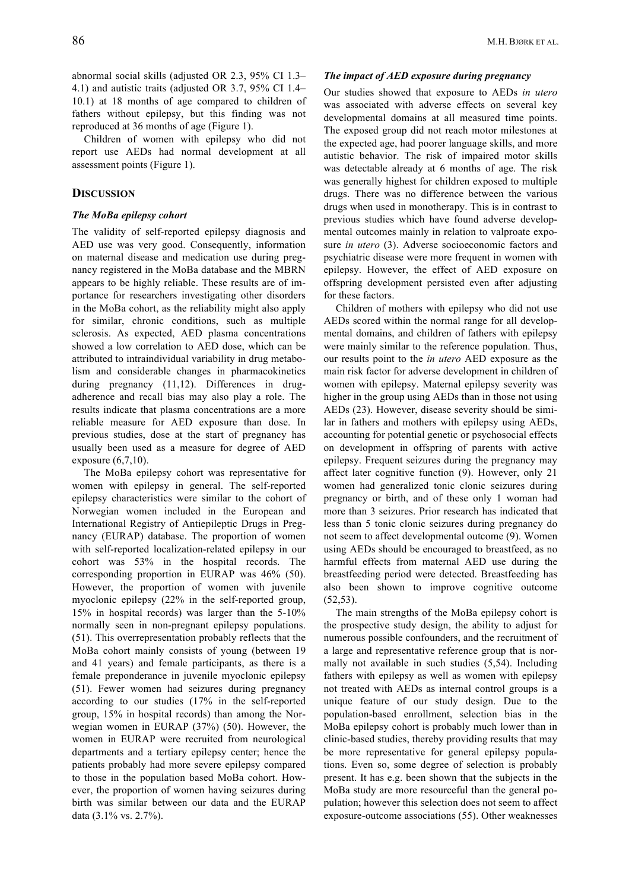abnormal social skills (adjusted OR 2.3, 95% CI 1.3–4.1) and autistic traits (adjusted OR 3.7, 95% CI 1.4–10.1) at 18 months of age compared to children of fathers without epilepsy, but this finding was not reproduced at 36 months of age (Figure 1).

Children of women with epilepsy who did not report use AEDs had normal development at all assessment points (Figure 1).

## DISCUSSION

### *The MoBa epilepsy cohort*

The validity of self-reported epilepsy diagnosis and AED use was very good. Consequently, information on maternal disease and medication use during pregnancy registered in the MoBa database and the MBRN appears to be highly reliable. These results are of importance for researchers investigating other disorders in the MoBa cohort, as the reliability might also apply for similar, chronic conditions, such as multiple sclerosis. As expected, AED plasma concentrations showed a low correlation to AED dose, which can be attributed to intraindividual variability in drug metabolism and considerable changes in pharmacokinetics during pregnancy (11,12). Differences in drug-adherence and recall bias may also play a role. The results indicate that plasma concentrations are a more reliable measure for AED exposure than dose. In previous studies, dose at the start of pregnancy has usually been used as a measure for degree of AED exposure (6,7,10).

The MoBa epilepsy cohort was representative for women with epilepsy in general. The self-reported epilepsy characteristics were similar to the cohort of Norwegian women included in the European and International Registry of Antiepileptic Drugs in Pregnancy (EURAP) database. The proportion of women with self-reported localization-related epilepsy in our cohort was 53% in the hospital records. The corresponding proportion in EURAP was 46% (50). However, the proportion of women with juvenile myoclonic epilepsy (22% in the self-reported group, 15% in hospital records) was larger than the 5-10% normally seen in non-pregnant epilepsy populations. (51). This overrepresentation probably reflects that the MoBa cohort mainly consists of young (between 19 and 41 years) and female participants, as there is a female preponderance in juvenile myoclonic epilepsy (51). Fewer women had seizures during pregnancy according to our studies (17% in the self-reported group, 15% in hospital records) than among the Norwegian women in EURAP (37%) (50). However, the women in EURAP were recruited from neurological departments and a tertiary epilepsy center; hence the patients probably had more severe epilepsy compared to those in the population based MoBa cohort. However, the proportion of women having seizures during birth was similar between our data and the EURAP data (3.1% vs. 2.7%).

### *The impact of AED exposure during pregnancy*

Our studies showed that exposure to AEDs *in utero* was associated with adverse effects on several key developmental domains at all measured time points. The exposed group did not reach motor milestones at the expected age, had poorer language skills, and more autistic behavior. The risk of impaired motor skills was detectable already at 6 months of age. The risk was generally highest for children exposed to multiple drugs. There was no difference between the various drugs when used in monotherapy. This is in contrast to previous studies which have found adverse developmental outcomes mainly in relation to valproate exposure *in utero* (3). Adverse socioeconomic factors and psychiatric disease were more frequent in women with epilepsy. However, the effect of AED exposure on offspring development persisted even after adjusting for these factors.

Children of mothers with epilepsy who did not use AEDs scored within the normal range for all developmental domains, and children of fathers with epilepsy were mainly similar to the reference population. Thus, our results point to the *in utero* AED exposure as the main risk factor for adverse development in children of women with epilepsy. Maternal epilepsy severity was higher in the group using AEDs than in those not using AEDs (23). However, disease severity should be similar in fathers and mothers with epilepsy using AEDs, accounting for potential genetic or psychosocial effects on development in offspring of parents with active epilepsy. Frequent seizures during the pregnancy may affect later cognitive function (9). However, only 21 women had generalized tonic clonic seizures during pregnancy or birth, and of these only 1 woman had more than 3 seizures. Prior research has indicated that less than 5 tonic clonic seizures during pregnancy do not seem to affect developmental outcome (9). Women using AEDs should be encouraged to breastfeed, as no harmful effects from maternal AED use during the breastfeeding period were detected. Breastfeeding has also been shown to improve cognitive outcome (52,53).

The main strengths of the MoBa epilepsy cohort is the prospective study design, the ability to adjust for numerous possible confounders, and the recruitment of a large and representative reference group that is normally not available in such studies (5,54). Including fathers with epilepsy as well as women with epilepsy not treated with AEDs as internal control groups is a unique feature of our study design. Due to the population-based enrollment, selection bias in the MoBa epilepsy cohort is probably much lower than in clinic-based studies, thereby providing results that may be more representative for general epilepsy populations. Even so, some degree of selection is probably present. It has e.g. been shown that the subjects in the MoBa study are more resourceful than the general population; however this selection does not seem to affect exposure-outcome associations (55). Other weaknesses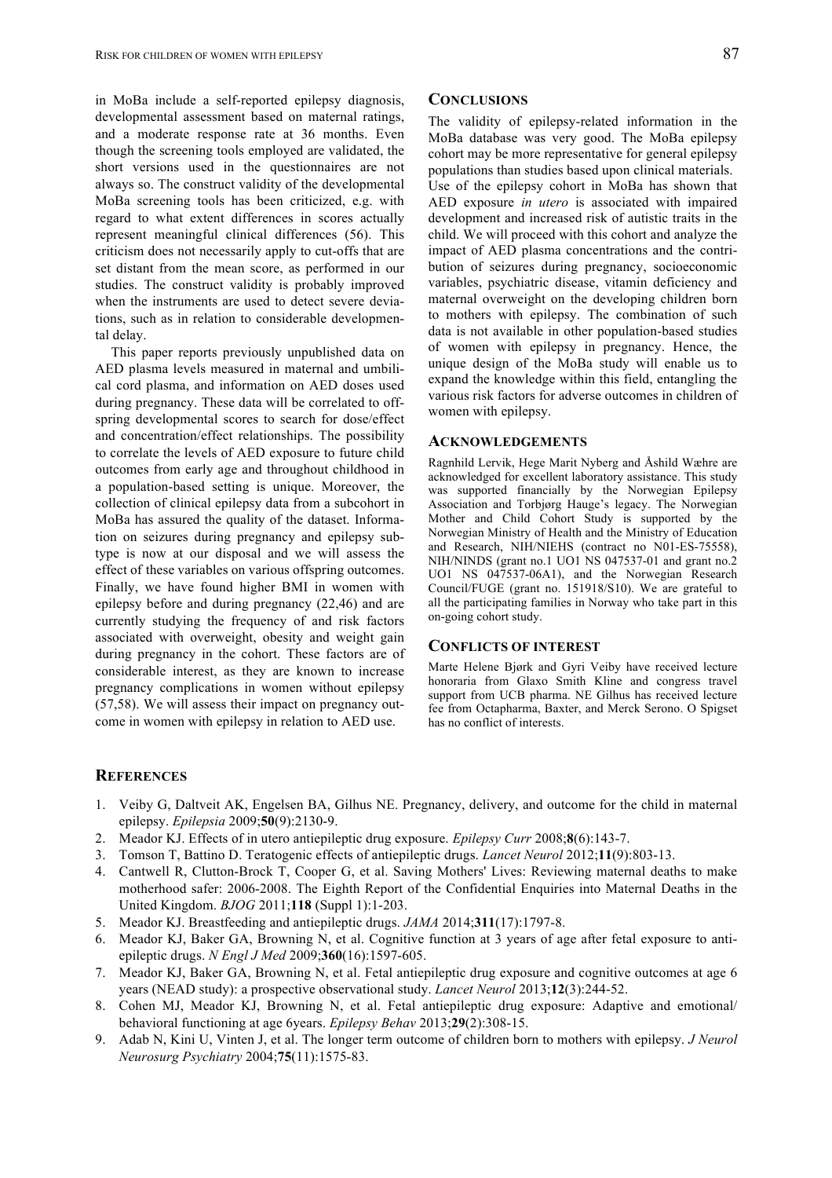in MoBa include a self-reported epilepsy diagnosis, developmental assessment based on maternal ratings, and a moderate response rate at 36 months. Even though the screening tools employed are validated, the short versions used in the questionnaires are not always so. The construct validity of the developmental MoBa screening tools has been criticized, e.g. with regard to what extent differences in scores actually represent meaningful clinical differences (56). This criticism does not necessarily apply to cut-offs that are set distant from the mean score, as performed in our studies. The construct validity is probably improved when the instruments are used to detect severe deviations, such as in relation to considerable developmental delay.

This paper reports previously unpublished data on AED plasma levels measured in maternal and umbilical cord plasma, and information on AED doses used during pregnancy. These data will be correlated to offspring developmental scores to search for dose/effect and concentration/effect relationships. The possibility to correlate the levels of AED exposure to future child outcomes from early age and throughout childhood in a population-based setting is unique. Moreover, the collection of clinical epilepsy data from a subcohort in MoBa has assured the quality of the dataset. Information on seizures during pregnancy and epilepsy subtype is now at our disposal and we will assess the effect of these variables on various offspring outcomes. Finally, we have found higher BMI in women with epilepsy before and during pregnancy (22,46) and are currently studying the frequency of and risk factors associated with overweight, obesity and weight gain during pregnancy in the cohort. These factors are of considerable interest, as they are known to increase pregnancy complications in women without epilepsy (57,58). We will assess their impact on pregnancy outcome in women with epilepsy in relation to AED use.

## Conclusions

The validity of epilepsy-related information in the MoBa database was very good. The MoBa epilepsy cohort may be more representative for general epilepsy populations than studies based upon clinical materials. Use of the epilepsy cohort in MoBa has shown that AED exposure *in utero* is associated with impaired development and increased risk of autistic traits in the child. We will proceed with this cohort and analyze the impact of AED plasma concentrations and the contribution of seizures during pregnancy, socioeconomic variables, psychiatric disease, vitamin deficiency and maternal overweight on the developing children born to mothers with epilepsy. The combination of such data is not available in other population-based studies of women with epilepsy in pregnancy. Hence, the unique design of the MoBa study will enable us to expand the knowledge within this field, entangling the various risk factors for adverse outcomes in children of women with epilepsy.

## Acknowledgements

Ragnhild Lervik, Hege Marit Nyberg and Åshild Wæhre are acknowledged for excellent laboratory assistance. This study was supported financially by the Norwegian Epilepsy Association and Torbjørg Hauge's legacy. The Norwegian Mother and Child Cohort Study is supported by the Norwegian Ministry of Health and the Ministry of Education and Research, NIH/NIEHS (contract no N01-ES-75558), NIH/NINDS (grant no.1 UO1 NS 047537-01 and grant no.2 UO1 NS 047537-06A1), and the Norwegian Research Council/FUGE (grant no. 151918/S10). We are grateful to all the participating families in Norway who take part in this on-going cohort study.

## Conflicts of interest

Marte Helene Bjørk and Gyri Veiby have received lecture honoraria from Glaxo Smith Kline and congress travel support from UCB pharma. NE Gilhus has received lecture fee from Octapharma, Baxter, and Merck Serono. O Spigset has no conflict of interests.

## References

1. Veiby G, Daltveit AK, Engelsen BA, Gilhus NE. Pregnancy, delivery, and outcome for the child in maternal epilepsy. *Epilepsia* 2009;**50**(9):2130-9.
2. Meador KJ. Effects of in utero antiepileptic drug exposure. *Epilepsy Curr* 2008;**8**(6):143-7.
3. Tomson T, Battino D. Teratogenic effects of antiepileptic drugs. *Lancet Neurol* 2012;**11**(9):803-13.
4. Cantwell R, Clutton-Brock T, Cooper G, et al. Saving Mothers' Lives: Reviewing maternal deaths to make motherhood safer: 2006-2008. The Eighth Report of the Confidential Enquiries into Maternal Deaths in the United Kingdom. *BJOG* 2011;**118** (Suppl 1):1-203.
5. Meador KJ. Breastfeeding and antiepileptic drugs. *JAMA* 2014;**311**(17):1797-8.
6. Meador KJ, Baker GA, Browning N, et al. Cognitive function at 3 years of age after fetal exposure to antiepileptic drugs. *N Engl J Med* 2009;**360**(16):1597-605.
7. Meador KJ, Baker GA, Browning N, et al. Fetal antiepileptic drug exposure and cognitive outcomes at age 6 years (NEAD study): a prospective observational study. *Lancet Neurol* 2013;**12**(3):244-52.
8. Cohen MJ, Meador KJ, Browning N, et al. Fetal antiepileptic drug exposure: Adaptive and emotional/ behavioral functioning at age 6years. *Epilepsy Behav* 2013;**29**(2):308-15.
9. Adab N, Kini U, Vinten J, et al. The longer term outcome of children born to mothers with epilepsy. *J Neurol Neurosurg Psychiatry* 2004;**75**(11):1575-83.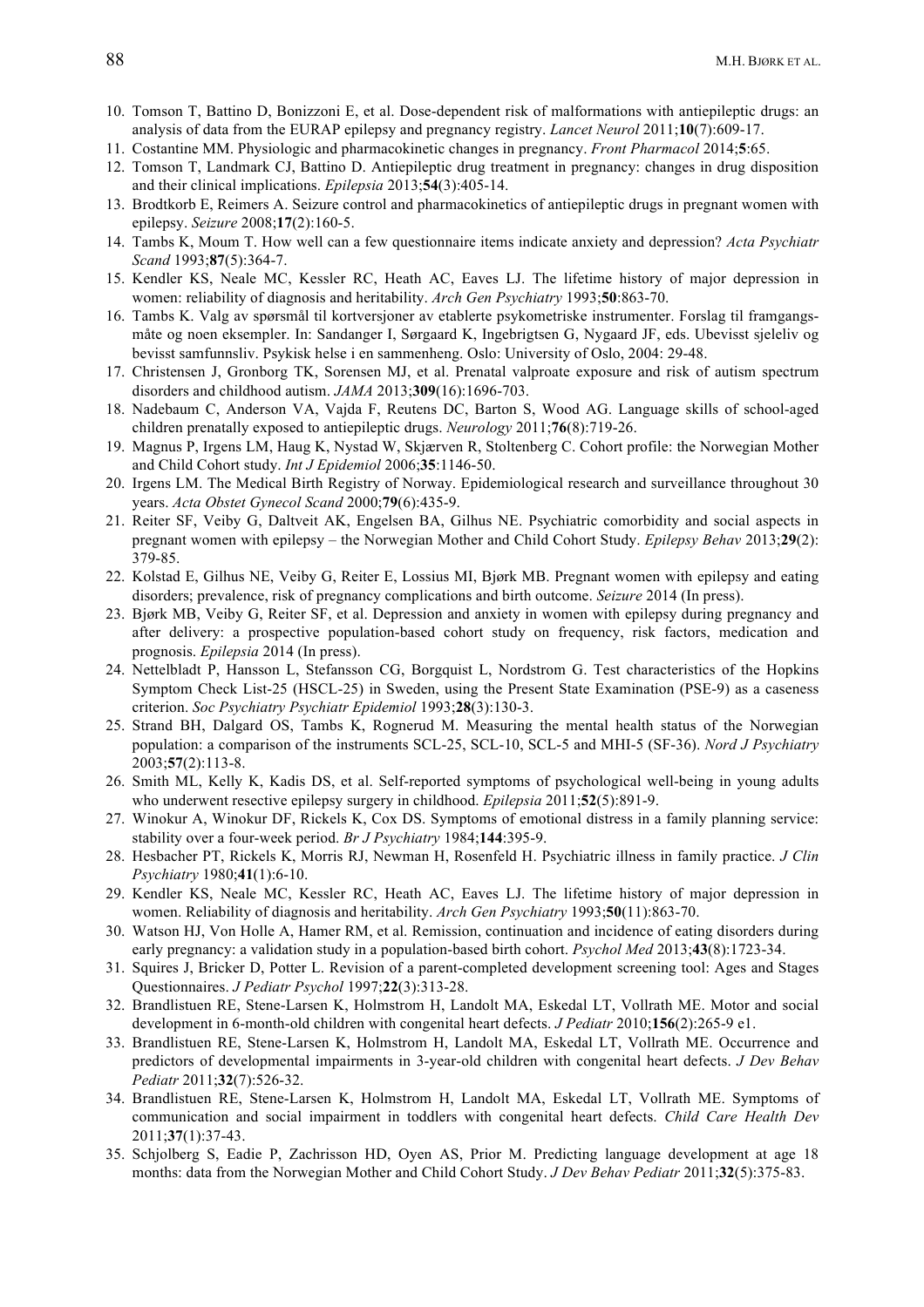10. Tomson T, Battino D, Bonizzoni E, et al. Dose-dependent risk of malformations with antiepileptic drugs: an analysis of data from the EURAP epilepsy and pregnancy registry. *Lancet Neurol* 2011;**10**(7):609-17.
11. Costantine MM. Physiologic and pharmacokinetic changes in pregnancy. *Front Pharmacol* 2014;**5**:65.
12. Tomson T, Landmark CJ, Battino D. Antiepileptic drug treatment in pregnancy: changes in drug disposition and their clinical implications. *Epilepsia* 2013;**54**(3):405-14.
13. Brodtkorb E, Reimers A. Seizure control and pharmacokinetics of antiepileptic drugs in pregnant women with epilepsy. *Seizure* 2008;**17**(2):160-5.
14. Tambs K, Moum T. How well can a few questionnaire items indicate anxiety and depression? *Acta Psychiatr Scand* 1993;**87**(5):364-7.
15. Kendler KS, Neale MC, Kessler RC, Heath AC, Eaves LJ. The lifetime history of major depression in women: reliability of diagnosis and heritability. *Arch Gen Psychiatry* 1993;**50**:863-70.
16. Tambs K. Valg av spørsmål til kortversjoner av etablerte psykometriske instrumenter. Forslag til framgangsmåte og noen eksempler. In: Sandanger I, Sørgaard K, Ingebrigtsen G, Nygaard JF, eds. Ubevisst sjeleliv og bevisst samfunnsliv. Psykisk helse i en sammenheng. Oslo: University of Oslo, 2004: 29-48.
17. Christensen J, Gronborg TK, Sorensen MJ, et al. Prenatal valproate exposure and risk of autism spectrum disorders and childhood autism. *JAMA* 2013;**309**(16):1696-703.
18. Nadebaum C, Anderson VA, Vajda F, Reutens DC, Barton S, Wood AG. Language skills of school-aged children prenatally exposed to antiepileptic drugs. *Neurology* 2011;**76**(8):719-26.
19. Magnus P, Irgens LM, Haug K, Nystad W, Skjærven R, Stoltenberg C. Cohort profile: the Norwegian Mother and Child Cohort study. *Int J Epidemiol* 2006;**35**:1146-50.
20. Irgens LM. The Medical Birth Registry of Norway. Epidemiological research and surveillance throughout 30 years. *Acta Obstet Gynecol Scand* 2000;**79**(6):435-9.
21. Reiter SF, Veiby G, Daltveit AK, Engelsen BA, Gilhus NE. Psychiatric comorbidity and social aspects in pregnant women with epilepsy – the Norwegian Mother and Child Cohort Study. *Epilepsy Behav* 2013;**29**(2): 379-85.
22. Kolstad E, Gilhus NE, Veiby G, Reiter E, Lossius MI, Bjørk MB. Pregnant women with epilepsy and eating disorders; prevalence, risk of pregnancy complications and birth outcome. *Seizure* 2014 (In press).
23. Bjørk MB, Veiby G, Reiter SF, et al. Depression and anxiety in women with epilepsy during pregnancy and after delivery: a prospective population-based cohort study on frequency, risk factors, medication and prognosis. *Epilepsia* 2014 (In press).
24. Nettelbladt P, Hansson L, Stefansson CG, Borgquist L, Nordstrom G. Test characteristics of the Hopkins Symptom Check List-25 (HSCL-25) in Sweden, using the Present State Examination (PSE-9) as a caseness criterion. *Soc Psychiatry Psychiatr Epidemiol* 1993;**28**(3):130-3.
25. Strand BH, Dalgard OS, Tambs K, Rognerud M. Measuring the mental health status of the Norwegian population: a comparison of the instruments SCL-25, SCL-10, SCL-5 and MHI-5 (SF-36). *Nord J Psychiatry* 2003;**57**(2):113-8.
26. Smith ML, Kelly K, Kadis DS, et al. Self-reported symptoms of psychological well-being in young adults who underwent resective epilepsy surgery in childhood. *Epilepsia* 2011;**52**(5):891-9.
27. Winokur A, Winokur DF, Rickels K, Cox DS. Symptoms of emotional distress in a family planning service: stability over a four-week period. *Br J Psychiatry* 1984;**144**:395-9.
28. Hesbacher PT, Rickels K, Morris RJ, Newman H, Rosenfeld H. Psychiatric illness in family practice. *J Clin Psychiatry* 1980;**41**(1):6-10.
29. Kendler KS, Neale MC, Kessler RC, Heath AC, Eaves LJ. The lifetime history of major depression in women. Reliability of diagnosis and heritability. *Arch Gen Psychiatry* 1993;**50**(11):863-70.
30. Watson HJ, Von Holle A, Hamer RM, et al. Remission, continuation and incidence of eating disorders during early pregnancy: a validation study in a population-based birth cohort. *Psychol Med* 2013;**43**(8):1723-34.
31. Squires J, Bricker D, Potter L. Revision of a parent-completed development screening tool: Ages and Stages Questionnaires. *J Pediatr Psychol* 1997;**22**(3):313-28.
32. Brandlistuen RE, Stene-Larsen K, Holmstrom H, Landolt MA, Eskedal LT, Vollrath ME. Motor and social development in 6-month-old children with congenital heart defects. *J Pediatr* 2010;**156**(2):265-9 e1.
33. Brandlistuen RE, Stene-Larsen K, Holmstrom H, Landolt MA, Eskedal LT, Vollrath ME. Occurrence and predictors of developmental impairments in 3-year-old children with congenital heart defects. *J Dev Behav Pediatr* 2011;**32**(7):526-32.
34. Brandlistuen RE, Stene-Larsen K, Holmstrom H, Landolt MA, Eskedal LT, Vollrath ME. Symptoms of communication and social impairment in toddlers with congenital heart defects. *Child Care Health Dev* 2011;**37**(1):37-43.
35. Schjolberg S, Eadie P, Zachrisson HD, Oyen AS, Prior M. Predicting language development at age 18 months: data from the Norwegian Mother and Child Cohort Study. *J Dev Behav Pediatr* 2011;**32**(5):375-83.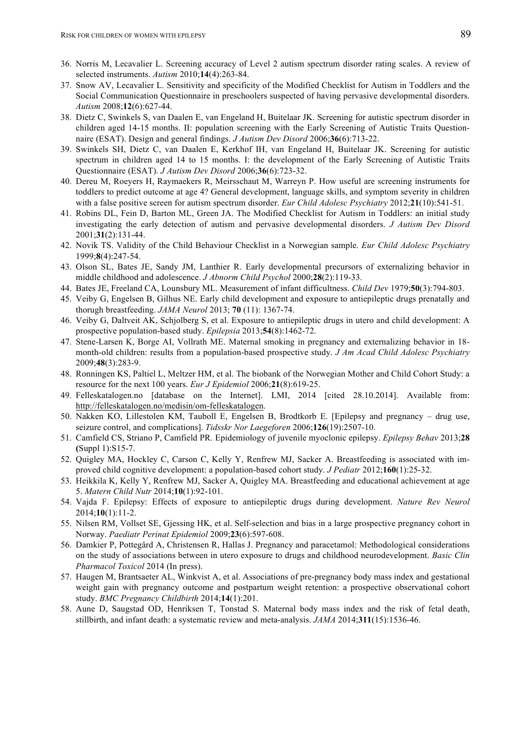36. Norris M, Lecavalier L. Screening accuracy of Level 2 autism spectrum disorder rating scales. A review of selected instruments. *Autism* 2010;**14**(4):263-84.
37. Snow AV, Lecavalier L. Sensitivity and specificity of the Modified Checklist for Autism in Toddlers and the Social Communication Questionnaire in preschoolers suspected of having pervasive developmental disorders. *Autism* 2008;**12**(6):627-44.
38. Dietz C, Swinkels S, van Daalen E, van Engeland H, Buitelaar JK. Screening for autistic spectrum disorder in children aged 14-15 months. II: population screening with the Early Screening of Autistic Traits Questionnaire (ESAT). Design and general findings. *J Autism Dev Disord* 2006;**36**(6):713-22.
39. Swinkels SH, Dietz C, van Daalen E, Kerkhof IH, van Engeland H, Buitelaar JK. Screening for autistic spectrum in children aged 14 to 15 months. I: the development of the Early Screening of Autistic Traits Questionnaire (ESAT). *J Autism Dev Disord* 2006;**36**(6):723-32.
40. Dereu M, Roeyers H, Raymaekers R, Meirsschaut M, Warreyn P. How useful are screening instruments for toddlers to predict outcome at age 4? General development, language skills, and symptom severity in children with a false positive screen for autism spectrum disorder. *Eur Child Adolesc Psychiatry* 2012;**21**(10):541-51.
41. Robins DL, Fein D, Barton ML, Green JA. The Modified Checklist for Autism in Toddlers: an initial study investigating the early detection of autism and pervasive developmental disorders. *J Autism Dev Disord* 2001;**31**(2):131-44.
42. Novik TS. Validity of the Child Behaviour Checklist in a Norwegian sample. *Eur Child Adolesc Psychiatry* 1999;**8**(4):247-54.
43. Olson SL, Bates JE, Sandy JM, Lanthier R. Early developmental precursors of externalizing behavior in middle childhood and adolescence. *J Abnorm Child Psychol* 2000;**28**(2):119-33.
44. Bates JE, Freeland CA, Lounsbury ML. Measurement of infant difficultness. *Child Dev* 1979;**50**(3):794-803.
45. Veiby G, Engelsen B, Gilhus NE. Early child development and exposure to antiepileptic drugs prenatally and thorugh breastfeeding. *JAMA Neurol* 2013; **70** (11): 1367-74.
46. Veiby G, Daltveit AK, Schjolberg S, et al. Exposure to antiepileptic drugs in utero and child development: A prospective population-based study. *Epilepsia* 2013;**54**(8):1462-72.
47. Stene-Larsen K, Borge AI, Vollrath ME. Maternal smoking in pregnancy and externalizing behavior in 18-month-old children: results from a population-based prospective study. *J Am Acad Child Adolesc Psychiatry* 2009;**48**(3):283-9.
48. Ronningen KS, Paltiel L, Meltzer HM, et al. The biobank of the Norwegian Mother and Child Cohort Study: a resource for the next 100 years. *Eur J Epidemiol* 2006;**21**(8):619-25.
49. Felleskatalogen.no [database on the Internet]. LMI, 2014 [cited 28.10.2014]. Available from: http://felleskatalogen.no/medisin/om-felleskatalogen.
50. Nakken KO, Lillestolen KM, Tauboll E, Engelsen B, Brodtkorb E. [Epilepsy and pregnancy – drug use, seizure control, and complications]. *Tidsskr Nor Laegeforen* 2006;**126**(19):2507-10.
51. Camfield CS, Striano P, Camfield PR. Epidemiology of juvenile myoclonic epilepsy. *Epilepsy Behav* 2013;**28** **(**Suppl 1):S15-7.
52. Quigley MA, Hockley C, Carson C, Kelly Y, Renfrew MJ, Sacker A. Breastfeeding is associated with improved child cognitive development: a population-based cohort study. *J Pediatr* 2012;**160**(1):25-32.
53. Heikkila K, Kelly Y, Renfrew MJ, Sacker A, Quigley MA. Breastfeeding and educational achievement at age 5. *Matern Child Nutr* 2014;**10**(1):92-101.
54. Vajda F. Epilepsy: Effects of exposure to antiepileptic drugs during development. *Nature Rev Neurol* 2014;**10**(1):11-2.
55. Nilsen RM, Vollset SE, Gjessing HK, et al. Self-selection and bias in a large prospective pregnancy cohort in Norway. *Paediatr Perinat Epidemiol* 2009;**23**(6):597-608.
56. Damkier P, Pottegård A, Christensen R, Hallas J. Pregnancy and paracetamol: Methodological considerations on the study of associations between in utero exposure to drugs and childhood neurodevelopment. *Basic Clin Pharmacol Toxicol* 2014 (In press).
57. Haugen M, Brantsaeter AL, Winkvist A, et al. Associations of pre-pregnancy body mass index and gestational weight gain with pregnancy outcome and postpartum weight retention: a prospective observational cohort study. *BMC Pregnancy Childbirth* 2014;**14**(1):201.
58. Aune D, Saugstad OD, Henriksen T, Tonstad S. Maternal body mass index and the risk of fetal death, stillbirth, and infant death: a systematic review and meta-analysis. *JAMA* 2014;**311**(15):1536-46.